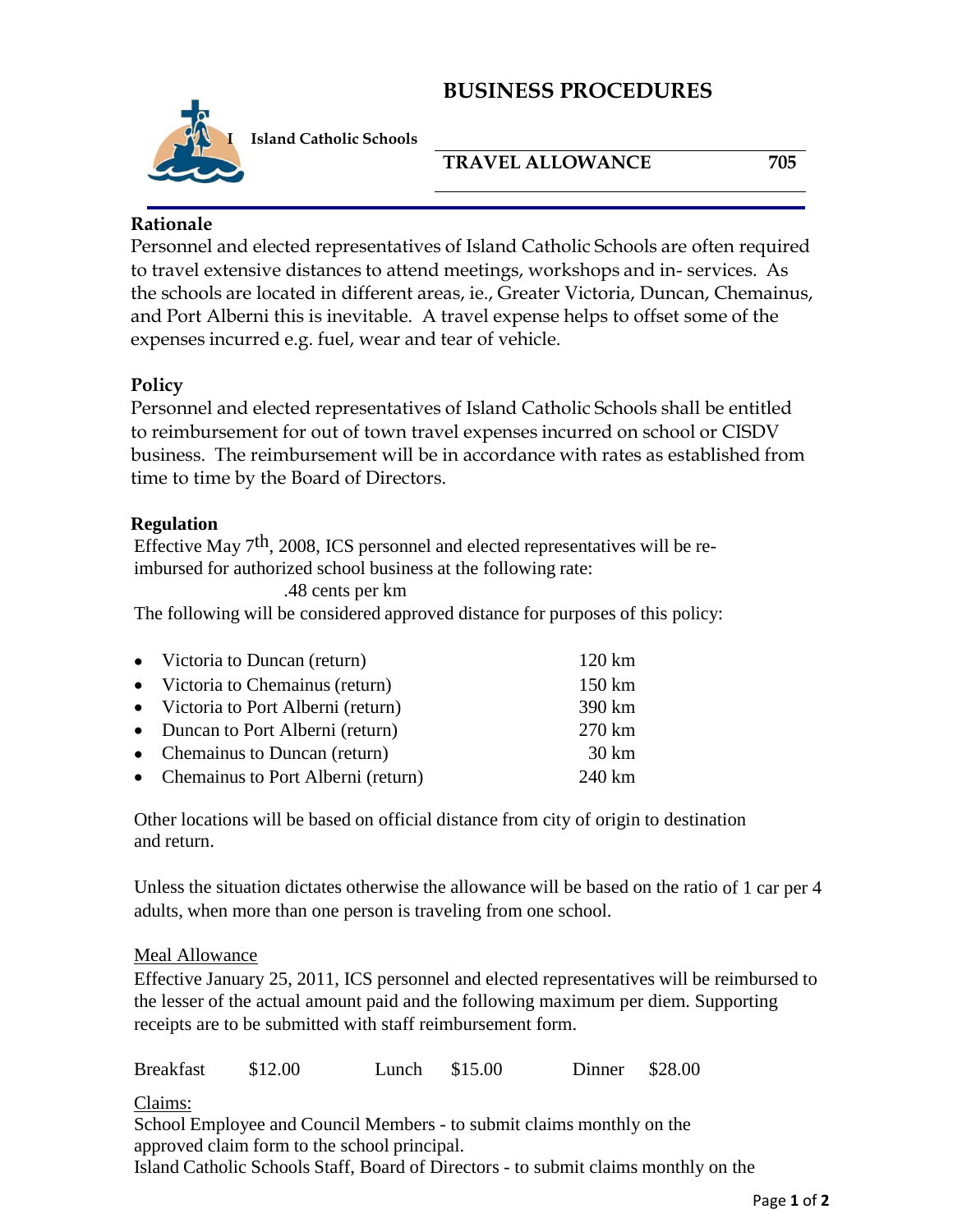# BUSINESS PROCEDURES

**Island Catholic Schools**

**TRAVEL ALLOWANCE** **705**

## Rationale

Personnel and elected representatives of Island Catholic Schools are often required to travel extensive distances to attend meetings, workshops and in- services. As the schools are located in different areas, ie., Greater Victoria, Duncan, Chemainus, and Port Alberni this is inevitable. A travel expense helps to offset some of the expenses incurred e.g. fuel, wear and tear of vehicle.

## Policy

Personnel and elected representatives of Island Catholic Schools shall be entitled to reimbursement for out of town travel expenses incurred on school or CISDV business. The reimbursement will be in accordance with rates as established from time to time by the Board of Directors.

## Regulation

Effective May 7th, 2008, ICS personnel and elected representatives will be re-imbursed for authorized school business at the following rate:

.48 cents per km

The following will be considered approved distance for purposes of this policy:

- Victoria to Duncan (return) 120 km
- Victoria to Chemainus (return) 150 km
- Victoria to Port Alberni (return) 390 km
- Duncan to Port Alberni (return) 270 km
- Chemainus to Duncan (return) 30 km
- Chemainus to Port Alberni (return) 240 km

Other locations will be based on official distance from city of origin to destination and return.

Unless the situation dictates otherwise the allowance will be based on the ratio of 1 car per 4 adults, when more than one person is traveling from one school.

### Meal Allowance

Effective January 25, 2011, ICS personnel and elected representatives will be reimbursed to the lesser of the actual amount paid and the following maximum per diem. Supporting receipts are to be submitted with staff reimbursement form.

| Breakfast | $12.00 | Lunch | $15.00 | Dinner | $28.00 |
|---|---|---|---|---|---|

### Claims:

School Employee and Council Members - to submit claims monthly on the approved claim form to the school principal.

Island Catholic Schools Staff, Board of Directors - to submit claims monthly on the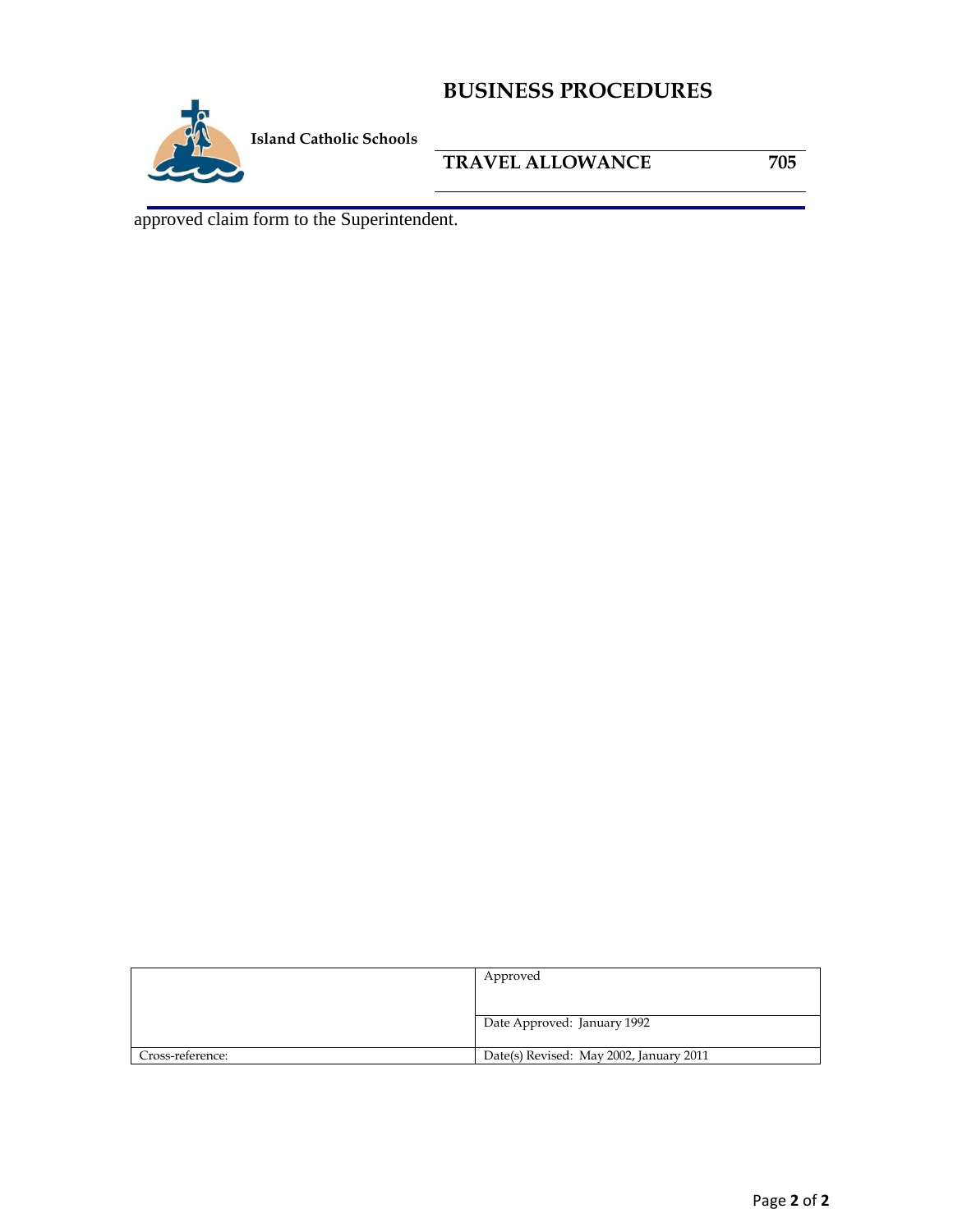approved claim form to the Superintendent.

| | |
|---|---|
| | Approved |
| | Date Approved: January 1992 |
| Cross-reference: | Date(s) Revised: May 2002, January 2011 |